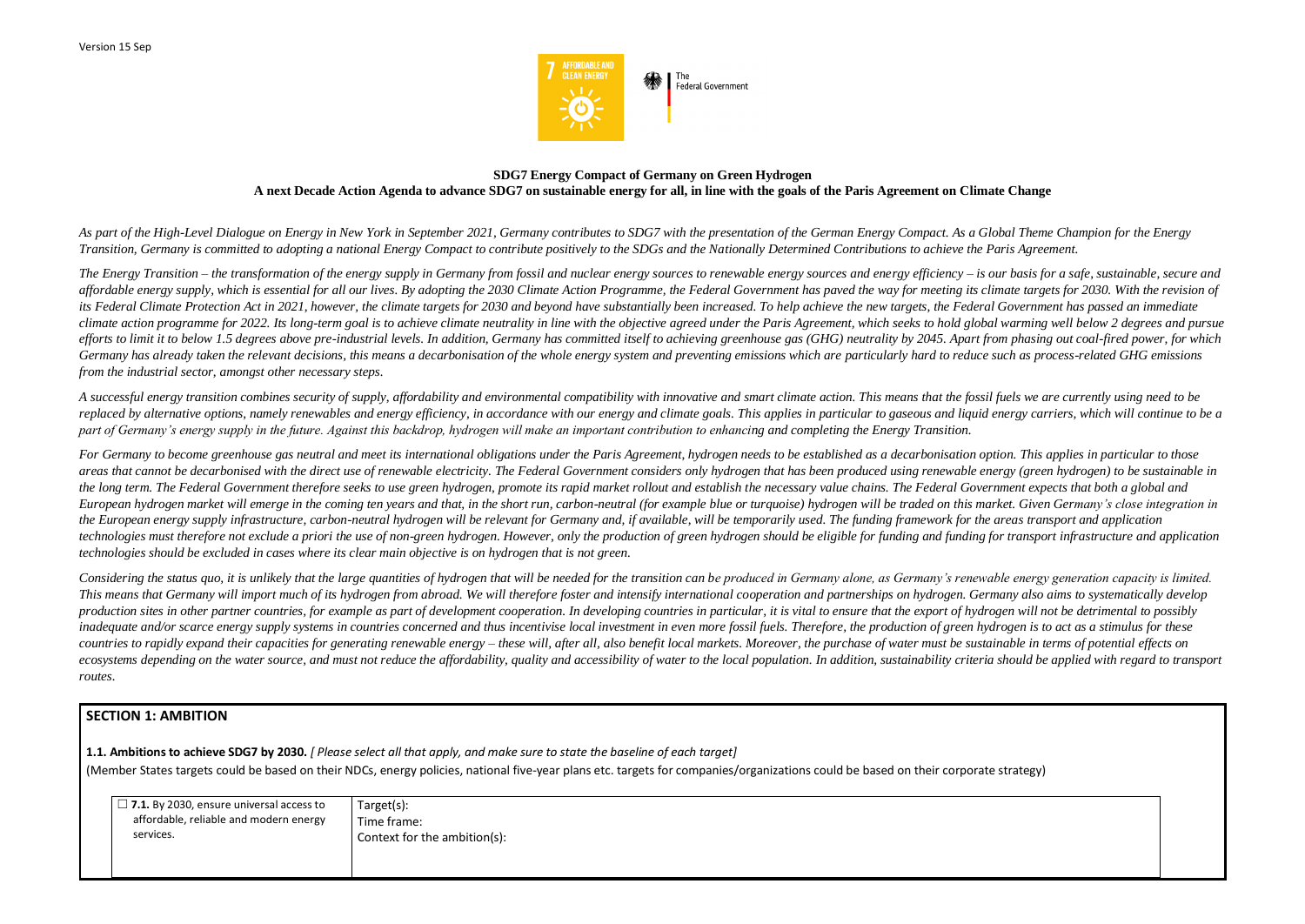Version 15 Sep

7 AFFORDABLE AND CLEAN ENERGY

The Federal Government

**SDG7 Energy Compact of Germany on Green Hydrogen**

**A next Decade Action Agenda to advance SDG7 on sustainable energy for all, in line with the goals of the Paris Agreement on Climate Change**

*As part of the High-Level Dialogue on Energy in New York in September 2021, Germany contributes to SDG7 with the presentation of the German Energy Compact. As a Global Theme Champion for the Energy Transition, Germany is committed to adopting a national Energy Compact to contribute positively to the SDGs and the Nationally Determined Contributions to achieve the Paris Agreement.*

*The Energy Transition – the transformation of the energy supply in Germany from fossil and nuclear energy sources to renewable energy sources and energy efficiency – is our basis for a safe, sustainable, secure and affordable energy supply, which is essential for all our lives. By adopting the 2030 Climate Action Programme, the Federal Government has paved the way for meeting its climate targets for 2030. With the revision of its Federal Climate Protection Act in 2021, however, the climate targets for 2030 and beyond have substantially been increased. To help achieve the new targets, the Federal Government has passed an immediate climate action programme for 2022. Its long-term goal is to achieve climate neutrality in line with the objective agreed under the Paris Agreement, which seeks to hold global warming well below 2 degrees and pursue efforts to limit it to below 1.5 degrees above pre-industrial levels. In addition, Germany has committed itself to achieving greenhouse gas (GHG) neutrality by 2045. Apart from phasing out coal-fired power, for which Germany has already taken the relevant decisions, this means a decarbonisation of the whole energy system and preventing emissions which are particularly hard to reduce such as process-related GHG emissions from the industrial sector, amongst other necessary steps.*

*A successful energy transition combines security of supply, affordability and environmental compatibility with innovative and smart climate action. This means that the fossil fuels we are currently using need to be replaced by alternative options, namely renewables and energy efficiency, in accordance with our energy and climate goals. This applies in particular to gaseous and liquid energy carriers, which will continue to be a part of Germany's energy supply in the future. Against this backdrop, hydrogen will make an important contribution to enhancing and completing the Energy Transition.*

*For Germany to become greenhouse gas neutral and meet its international obligations under the Paris Agreement, hydrogen needs to be established as a decarbonisation option. This applies in particular to those areas that cannot be decarbonised with the direct use of renewable electricity. The Federal Government considers only hydrogen that has been produced using renewable energy (green hydrogen) to be sustainable in the long term. The Federal Government therefore seeks to use green hydrogen, promote its rapid market rollout and establish the necessary value chains. The Federal Government expects that both a global and European hydrogen market will emerge in the coming ten years and that, in the short run, carbon-neutral (for example blue or turquoise) hydrogen will be traded on this market. Given Germany's close integration in the European energy supply infrastructure, carbon-neutral hydrogen will be relevant for Germany and, if available, will be temporarily used. The funding framework for the areas transport and application technologies must therefore not exclude a priori the use of non-green hydrogen. However, only the production of green hydrogen should be eligible for funding and funding for transport infrastructure and application technologies should be excluded in cases where its clear main objective is on hydrogen that is not green.*

*Considering the status quo, it is unlikely that the large quantities of hydrogen that will be needed for the transition can be produced in Germany alone, as Germany's renewable energy generation capacity is limited. This means that Germany will import much of its hydrogen from abroad. We will therefore foster and intensify international cooperation and partnerships on hydrogen. Germany also aims to systematically develop production sites in other partner countries, for example as part of development cooperation. In developing countries in particular, it is vital to ensure that the export of hydrogen will not be detrimental to possibly inadequate and/or scarce energy supply systems in countries concerned and thus incentivise local investment in even more fossil fuels. Therefore, the production of green hydrogen is to act as a stimulus for these countries to rapidly expand their capacities for generating renewable energy – these will, after all, also benefit local markets. Moreover, the purchase of water must be sustainable in terms of potential effects on ecosystems depending on the water source, and must not reduce the affordability, quality and accessibility of water to the local population. In addition, sustainability criteria should be applied with regard to transport routes.*

## SECTION 1: AMBITION

**1.1. Ambitions to achieve SDG7 by 2030.** *[ Please select all that apply, and make sure to state the baseline of each target]*

(Member States targets could be based on their NDCs, energy policies, national five-year plans etc. targets for companies/organizations could be based on their corporate strategy)

| | |
|---|---|
| ☐ **7.1.** By 2030, ensure universal access to affordable, reliable and modern energy services. | Target(s):<br>Time frame:<br>Context for the ambition(s): |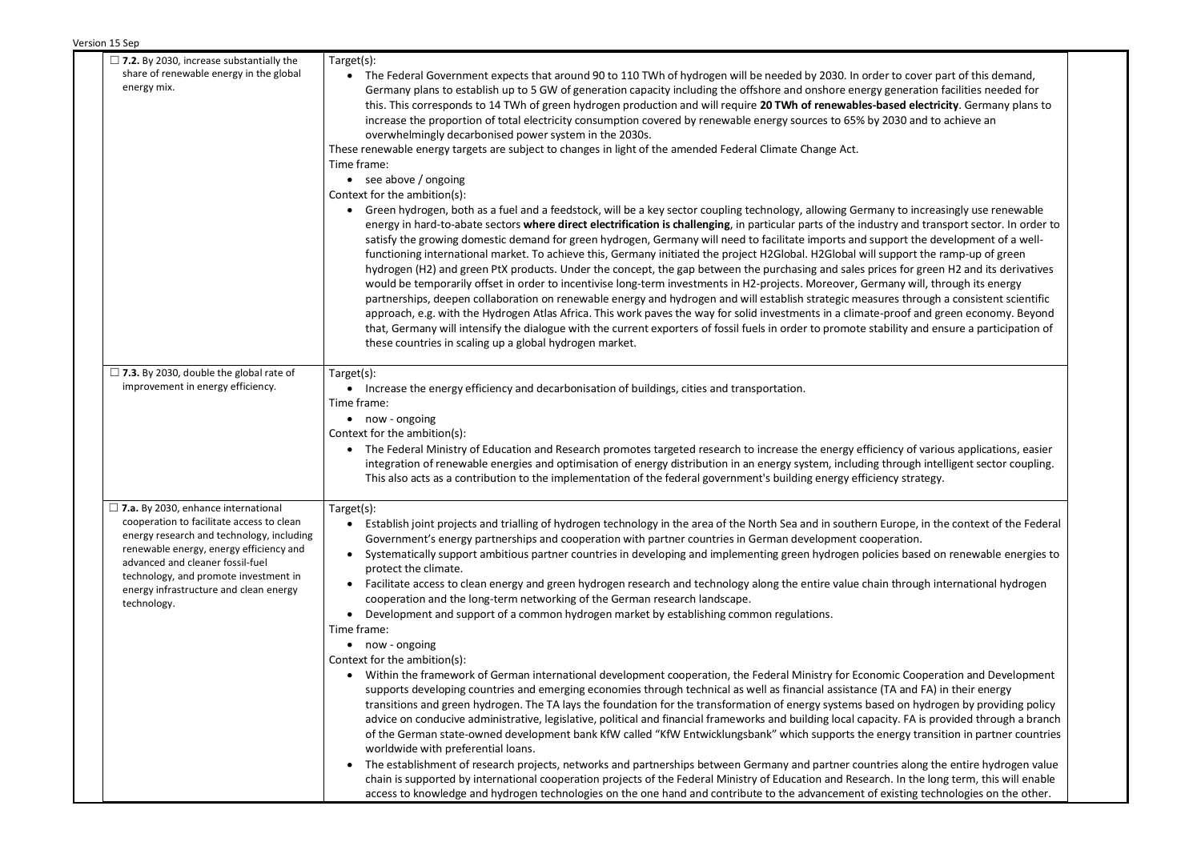| | |
|---|---|
| ☐ **7.2.** By 2030, increase substantially the share of renewable energy in the global energy mix. | Target(s):<br>• The Federal Government expects that around 90 to 110 TWh of hydrogen will be needed by 2030. In order to cover part of this demand, Germany plans to establish up to 5 GW of generation capacity including the offshore and onshore energy generation facilities needed for this. This corresponds to 14 TWh of green hydrogen production and will require **20 TWh of renewables-based electricity**. Germany plans to increase the proportion of total electricity consumption covered by renewable energy sources to 65% by 2030 and to achieve an overwhelmingly decarbonised power system in the 2030s.<br>These renewable energy targets are subject to changes in light of the amended Federal Climate Change Act.<br>Time frame:<br>• see above / ongoing<br>Context for the ambition(s):<br>• Green hydrogen, both as a fuel and a feedstock, will be a key sector coupling technology, allowing Germany to increasingly use renewable energy in hard-to-abate sectors **where direct electrification is challenging**, in particular parts of the industry and transport sector. In order to satisfy the growing domestic demand for green hydrogen, Germany will need to facilitate imports and support the development of a well-functioning international market. To achieve this, Germany initiated the project H2Global. H2Global will support the ramp-up of green hydrogen (H2) and green PtX products. Under the concept, the gap between the purchasing and sales prices for green H2 and its derivatives would be temporarily offset in order to incentivise long-term investments in H2-projects. Moreover, Germany will, through its energy partnerships, deepen collaboration on renewable energy and hydrogen and will establish strategic measures through a consistent scientific approach, e.g. with the Hydrogen Atlas Africa. This work paves the way for solid investments in a climate-proof and green economy. Beyond that, Germany will intensify the dialogue with the current exporters of fossil fuels in order to promote stability and ensure a participation of these countries in scaling up a global hydrogen market. |
| ☐ **7.3.** By 2030, double the global rate of improvement in energy efficiency. | Target(s):<br>• Increase the energy efficiency and decarbonisation of buildings, cities and transportation.<br>Time frame:<br>• now - ongoing<br>Context for the ambition(s):<br>• The Federal Ministry of Education and Research promotes targeted research to increase the energy efficiency of various applications, easier integration of renewable energies and optimisation of energy distribution in an energy system, including through intelligent sector coupling. This also acts as a contribution to the implementation of the federal government's building energy efficiency strategy. |
| ☐ **7.a.** By 2030, enhance international cooperation to facilitate access to clean energy research and technology, including renewable energy, energy efficiency and advanced and cleaner fossil-fuel technology, and promote investment in energy infrastructure and clean energy technology. | Target(s):<br>• Establish joint projects and trialling of hydrogen technology in the area of the North Sea and in southern Europe, in the context of the Federal Government's energy partnerships and cooperation with partner countries in German development cooperation.<br>• Systematically support ambitious partner countries in developing and implementing green hydrogen policies based on renewable energies to protect the climate.<br>• Facilitate access to clean energy and green hydrogen research and technology along the entire value chain through international hydrogen cooperation and the long-term networking of the German research landscape.<br>• Development and support of a common hydrogen market by establishing common regulations.<br>Time frame:<br>• now - ongoing<br>Context for the ambition(s):<br>• Within the framework of German international development cooperation, the Federal Ministry for Economic Cooperation and Development supports developing countries and emerging economies through technical as well as financial assistance (TA and FA) in their energy transitions and green hydrogen. The TA lays the foundation for the transformation of energy systems based on hydrogen by providing policy advice on conducive administrative, legislative, political and financial frameworks and building local capacity. FA is provided through a branch of the German state-owned development bank KfW called "KfW Entwicklungsbank" which supports the energy transition in partner countries worldwide with preferential loans.<br>• The establishment of research projects, networks and partnerships between Germany and partner countries along the entire hydrogen value chain is supported by international cooperation projects of the Federal Ministry of Education and Research. In the long term, this will enable access to knowledge and hydrogen technologies on the one hand and contribute to the advancement of existing technologies on the other. |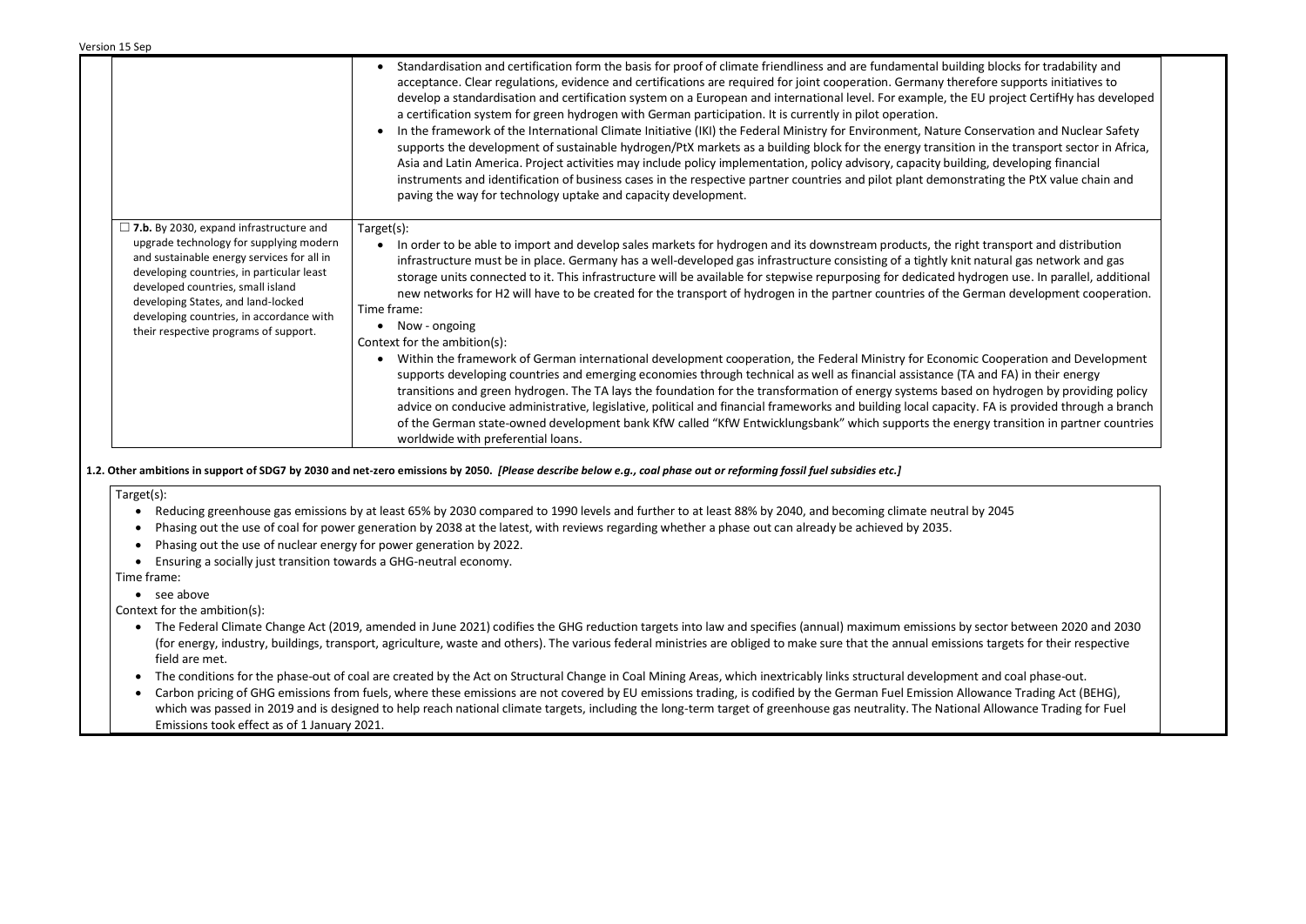| | |
|---|---|
| | • Standardisation and certification form the basis for proof of climate friendliness and are fundamental building blocks for tradability and acceptance. Clear regulations, evidence and certifications are required for joint cooperation. Germany therefore supports initiatives to develop a standardisation and certification system on a European and international level. For example, the EU project CertifHy has developed a certification system for green hydrogen with German participation. It is currently in pilot operation.<br>• In the framework of the International Climate Initiative (IKI) the Federal Ministry for Environment, Nature Conservation and Nuclear Safety supports the development of sustainable hydrogen/PtX markets as a building block for the energy transition in the transport sector in Africa, Asia and Latin America. Project activities may include policy implementation, policy advisory, capacity building, developing financial instruments and identification of business cases in the respective partner countries and pilot plant demonstrating the PtX value chain and paving the way for technology uptake and capacity development. |
| ☐ **7.b.** By 2030, expand infrastructure and upgrade technology for supplying modern and sustainable energy services for all in developing countries, in particular least developed countries, small island developing States, and land-locked developing countries, in accordance with their respective programs of support. | Target(s):<br>• In order to be able to import and develop sales markets for hydrogen and its downstream products, the right transport and distribution infrastructure must be in place. Germany has a well-developed gas infrastructure consisting of a tightly knit natural gas network and gas storage units connected to it. This infrastructure will be available for stepwise repurposing for dedicated hydrogen use. In parallel, additional new networks for H2 will have to be created for the transport of hydrogen in the partner countries of the German development cooperation.<br>Time frame:<br>• Now - ongoing<br>Context for the ambition(s):<br>• Within the framework of German international development cooperation, the Federal Ministry for Economic Cooperation and Development supports developing countries and emerging economies through technical as well as financial assistance (TA and FA) in their energy transitions and green hydrogen. The TA lays the foundation for the transformation of energy systems based on hydrogen by providing policy advice on conducive administrative, legislative, political and financial frameworks and building local capacity. FA is provided through a branch of the German state-owned development bank KfW called "KfW Entwicklungsbank" which supports the energy transition in partner countries worldwide with preferential loans. |

**1.2. Other ambitions in support of SDG7 by 2030 and net-zero emissions by 2050.** ***[Please describe below e.g., coal phase out or reforming fossil fuel subsidies etc.]***

Target(s):

- Reducing greenhouse gas emissions by at least 65% by 2030 compared to 1990 levels and further to at least 88% by 2040, and becoming climate neutral by 2045
- Phasing out the use of coal for power generation by 2038 at the latest, with reviews regarding whether a phase out can already be achieved by 2035.
- Phasing out the use of nuclear energy for power generation by 2022.
- Ensuring a socially just transition towards a GHG-neutral economy.

Time frame:

- see above

Context for the ambition(s):

- The Federal Climate Change Act (2019, amended in June 2021) codifies the GHG reduction targets into law and specifies (annual) maximum emissions by sector between 2020 and 2030 (for energy, industry, buildings, transport, agriculture, waste and others). The various federal ministries are obliged to make sure that the annual emissions targets for their respective field are met.
- The conditions for the phase-out of coal are created by the Act on Structural Change in Coal Mining Areas, which inextricably links structural development and coal phase-out.
- Carbon pricing of GHG emissions from fuels, where these emissions are not covered by EU emissions trading, is codified by the German Fuel Emission Allowance Trading Act (BEHG), which was passed in 2019 and is designed to help reach national climate targets, including the long-term target of greenhouse gas neutrality. The National Allowance Trading for Fuel Emissions took effect as of 1 January 2021.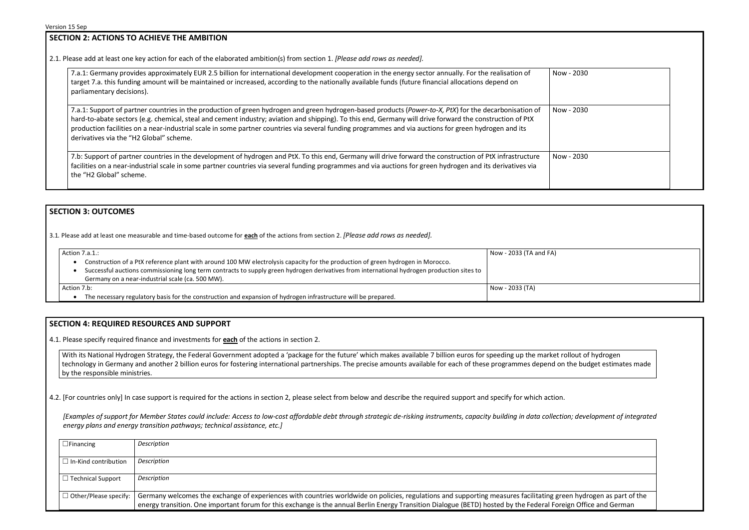Version 15 Sep

## SECTION 2: ACTIONS TO ACHIEVE THE AMBITION

2.1. Please add at least one key action for each of the elaborated ambition(s) from section 1. *[Please add rows as needed].*

| | |
|---|---|
| 7.a.1: Germany provides approximately EUR 2.5 billion for international development cooperation in the energy sector annually. For the realisation of target 7.a. this funding amount will be maintained or increased, according to the nationally available funds (future financial allocations depend on parliamentary decisions). | Now - 2030 |
| 7.a.1: Support of partner countries in the production of green hydrogen and green hydrogen-based products (*Power-to-X, PtX*) for the decarbonisation of hard-to-abate sectors (e.g. chemical, steal and cement industry; aviation and shipping). To this end, Germany will drive forward the construction of PtX production facilities on a near-industrial scale in some partner countries via several funding programmes and via auctions for green hydrogen and its derivatives via the "H2 Global" scheme. | Now - 2030 |
| 7.b: Support of partner countries in the development of hydrogen and PtX. To this end, Germany will drive forward the construction of PtX infrastructure facilities on a near-industrial scale in some partner countries via several funding programmes and via auctions for green hydrogen and its derivatives via the "H2 Global" scheme. | Now - 2030 |

## SECTION 3: OUTCOMES

3.1. Please add at least one measurable and time-based outcome for **each** of the actions from section 2. *[Please add rows as needed].*

| | |
|---|---|
| Action 7.a.1.:<br>• Construction of a PtX reference plant with around 100 MW electrolysis capacity for the production of green hydrogen in Morocco.<br>• Successful auctions commissioning long term contracts to supply green hydrogen derivatives from international hydrogen production sites to Germany on a near-industrial scale (ca. 500 MW). | Now - 2033 (TA and FA) |
| Action 7.b:<br>• The necessary regulatory basis for the construction and expansion of hydrogen infrastructure will be prepared. | Now - 2033 (TA) |

## SECTION 4: REQUIRED RESOURCES AND SUPPORT

4.1. Please specify required finance and investments for **each** of the actions in section 2.

With its National Hydrogen Strategy, the Federal Government adopted a 'package for the future' which makes available 7 billion euros for speeding up the market rollout of hydrogen technology in Germany and another 2 billion euros for fostering international partnerships. The precise amounts available for each of these programmes depend on the budget estimates made by the responsible ministries.

4.2. [For countries only] In case support is required for the actions in section 2, please select from below and describe the required support and specify for which action.

*[Examples of support for Member States could include: Access to low-cost affordable debt through strategic de-risking instruments, capacity building in data collection; development of integrated energy plans and energy transition pathways; technical assistance, etc.]*

| | |
|---|---|
| ☐ Financing | *Description* |
| ☐ In-Kind contribution | *Description* |
| ☐ Technical Support | *Description* |
| ☐ Other/Please specify: | Germany welcomes the exchange of experiences with countries worldwide on policies, regulations and supporting measures facilitating green hydrogen as part of the energy transition. One important forum for this exchange is the annual Berlin Energy Transition Dialogue (BETD) hosted by the Federal Foreign Office and German |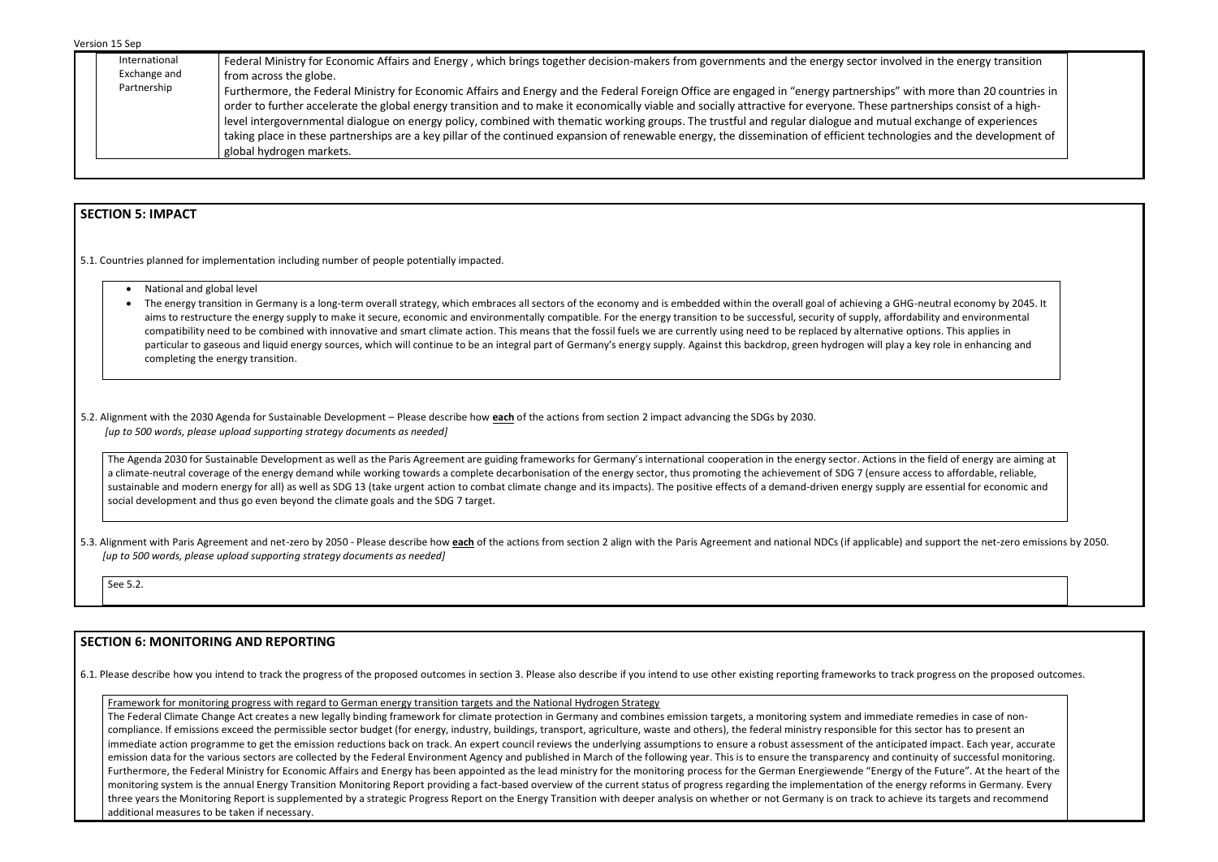| International Exchange and Partnership | Federal Ministry for Economic Affairs and Energy , which brings together decision-makers from governments and the energy sector involved in the energy transition from across the globe. Furthermore, the Federal Ministry for Economic Affairs and Energy and the Federal Foreign Office are engaged in "energy partnerships" with more than 20 countries in order to further accelerate the global energy transition and to make it economically viable and socially attractive for everyone. These partnerships consist of a high-level intergovernmental dialogue on energy policy, combined with thematic working groups. The trustful and regular dialogue and mutual exchange of experiences taking place in these partnerships are a key pillar of the continued expansion of renewable energy, the dissemination of efficient technologies and the development of global hydrogen markets. |
|---|---|

## SECTION 5: IMPACT

5.1. Countries planned for implementation including number of people potentially impacted.

- National and global level
- The energy transition in Germany is a long-term overall strategy, which embraces all sectors of the economy and is embedded within the overall goal of achieving a GHG-neutral economy by 2045. It aims to restructure the energy supply to make it secure, economic and environmentally compatible. For the energy transition to be successful, security of supply, affordability and environmental compatibility need to be combined with innovative and smart climate action. This means that the fossil fuels we are currently using need to be replaced by alternative options. This applies in particular to gaseous and liquid energy sources, which will continue to be an integral part of Germany's energy supply. Against this backdrop, green hydrogen will play a key role in enhancing and completing the energy transition.

5.2. Alignment with the 2030 Agenda for Sustainable Development – Please describe how **each** of the actions from section 2 impact advancing the SDGs by 2030.
*[up to 500 words, please upload supporting strategy documents as needed]*

The Agenda 2030 for Sustainable Development as well as the Paris Agreement are guiding frameworks for Germany's international cooperation in the energy sector. Actions in the field of energy are aiming at a climate-neutral coverage of the energy demand while working towards a complete decarbonisation of the energy sector, thus promoting the achievement of SDG 7 (ensure access to affordable, reliable, sustainable and modern energy for all) as well as SDG 13 (take urgent action to combat climate change and its impacts). The positive effects of a demand-driven energy supply are essential for economic and social development and thus go even beyond the climate goals and the SDG 7 target.

5.3. Alignment with Paris Agreement and net-zero by 2050 - Please describe how **each** of the actions from section 2 align with the Paris Agreement and national NDCs (if applicable) and support the net-zero emissions by 2050.
*[up to 500 words, please upload supporting strategy documents as needed]*

See 5.2.

## SECTION 6: MONITORING AND REPORTING

6.1. Please describe how you intend to track the progress of the proposed outcomes in section 3. Please also describe if you intend to use other existing reporting frameworks to track progress on the proposed outcomes.

Framework for monitoring progress with regard to German energy transition targets and the National Hydrogen Strategy

The Federal Climate Change Act creates a new legally binding framework for climate protection in Germany and combines emission targets, a monitoring system and immediate remedies in case of non-compliance. If emissions exceed the permissible sector budget (for energy, industry, buildings, transport, agriculture, waste and others), the federal ministry responsible for this sector has to present an immediate action programme to get the emission reductions back on track. An expert council reviews the underlying assumptions to ensure a robust assessment of the anticipated impact. Each year, accurate emission data for the various sectors are collected by the Federal Environment Agency and published in March of the following year. This is to ensure the transparency and continuity of successful monitoring. Furthermore, the Federal Ministry for Economic Affairs and Energy has been appointed as the lead ministry for the monitoring process for the German Energiewende "Energy of the Future". At the heart of the monitoring system is the annual Energy Transition Monitoring Report providing a fact-based overview of the current status of progress regarding the implementation of the energy reforms in Germany. Every three years the Monitoring Report is supplemented by a strategic Progress Report on the Energy Transition with deeper analysis on whether or not Germany is on track to achieve its targets and recommend additional measures to be taken if necessary.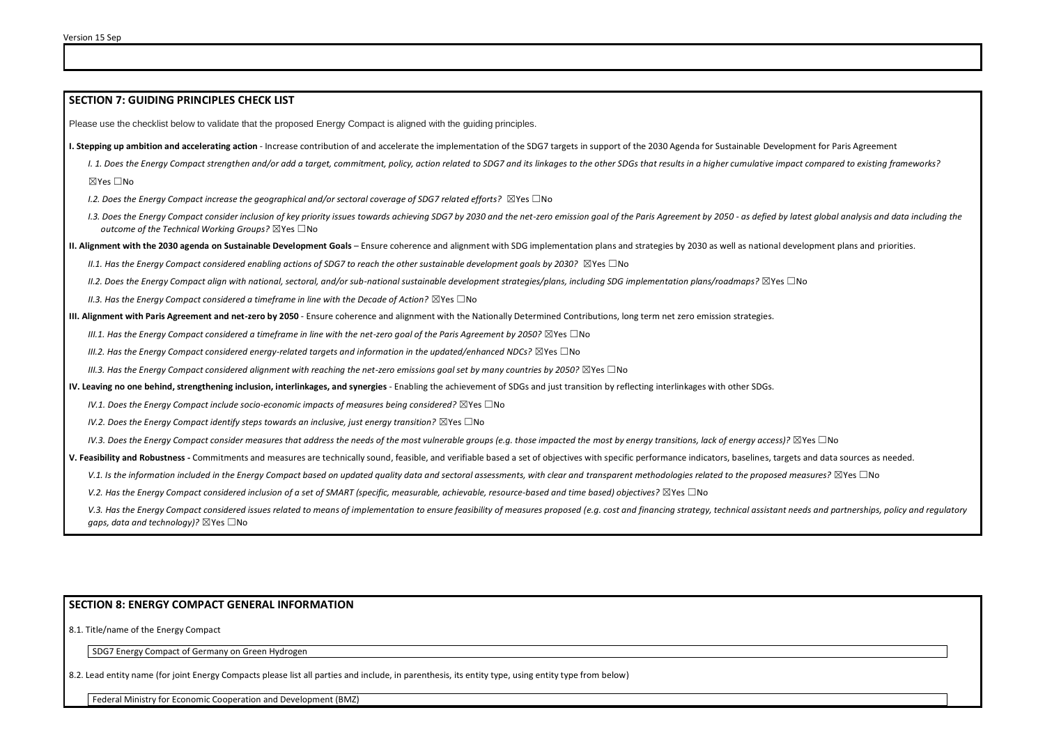## SECTION 7: GUIDING PRINCIPLES CHECK LIST

Please use the checklist below to validate that the proposed Energy Compact is aligned with the guiding principles.

**I. Stepping up ambition and accelerating action** - Increase contribution of and accelerate the implementation of the SDG7 targets in support of the 2030 Agenda for Sustainable Development for Paris Agreement

*I. 1. Does the Energy Compact strengthen and/or add a target, commitment, policy, action related to SDG7 and its linkages to the other SDGs that results in a higher cumulative impact compared to existing frameworks?*

☒Yes ☐No

*I.2. Does the Energy Compact increase the geographical and/or sectoral coverage of SDG7 related efforts?* ☒Yes ☐No

*I.3. Does the Energy Compact consider inclusion of key priority issues towards achieving SDG7 by 2030 and the net-zero emission goal of the Paris Agreement by 2050 - as defied by latest global analysis and data including the outcome of the Technical Working Groups?* ☒Yes ☐No

**II. Alignment with the 2030 agenda on Sustainable Development Goals** – Ensure coherence and alignment with SDG implementation plans and strategies by 2030 as well as national development plans and priorities.

*II.1. Has the Energy Compact considered enabling actions of SDG7 to reach the other sustainable development goals by 2030?* ☒Yes ☐No

*II.2. Does the Energy Compact align with national, sectoral, and/or sub-national sustainable development strategies/plans, including SDG implementation plans/roadmaps?* ☒Yes ☐No

*II.3. Has the Energy Compact considered a timeframe in line with the Decade of Action?* ☒Yes ☐No

**III. Alignment with Paris Agreement and net-zero by 2050** - Ensure coherence and alignment with the Nationally Determined Contributions, long term net zero emission strategies.

*III.1. Has the Energy Compact considered a timeframe in line with the net-zero goal of the Paris Agreement by 2050?* ☒Yes ☐No

*III.2. Has the Energy Compact considered energy-related targets and information in the updated/enhanced NDCs?* ☒Yes ☐No

*III.3. Has the Energy Compact considered alignment with reaching the net-zero emissions goal set by many countries by 2050?* ☒Yes ☐No

**IV. Leaving no one behind, strengthening inclusion, interlinkages, and synergies** - Enabling the achievement of SDGs and just transition by reflecting interlinkages with other SDGs.

*IV.1. Does the Energy Compact include socio-economic impacts of measures being considered?* ☒Yes ☐No

*IV.2. Does the Energy Compact identify steps towards an inclusive, just energy transition?* ☒Yes ☐No

*IV.3. Does the Energy Compact consider measures that address the needs of the most vulnerable groups (e.g. those impacted the most by energy transitions, lack of energy access)?* ☒Yes ☐No

**V. Feasibility and Robustness -** Commitments and measures are technically sound, feasible, and verifiable based a set of objectives with specific performance indicators, baselines, targets and data sources as needed.

*V.1. Is the information included in the Energy Compact based on updated quality data and sectoral assessments, with clear and transparent methodologies related to the proposed measures?* ☒Yes ☐No

*V.2. Has the Energy Compact considered inclusion of a set of SMART (specific, measurable, achievable, resource-based and time based) objectives?* ☒Yes ☐No

*V.3. Has the Energy Compact considered issues related to means of implementation to ensure feasibility of measures proposed (e.g. cost and financing strategy, technical assistant needs and partnerships, policy and regulatory gaps, data and technology)?* ☒Yes ☐No

## SECTION 8: ENERGY COMPACT GENERAL INFORMATION

8.1. Title/name of the Energy Compact

SDG7 Energy Compact of Germany on Green Hydrogen

8.2. Lead entity name (for joint Energy Compacts please list all parties and include, in parenthesis, its entity type, using entity type from below)

Federal Ministry for Economic Cooperation and Development (BMZ)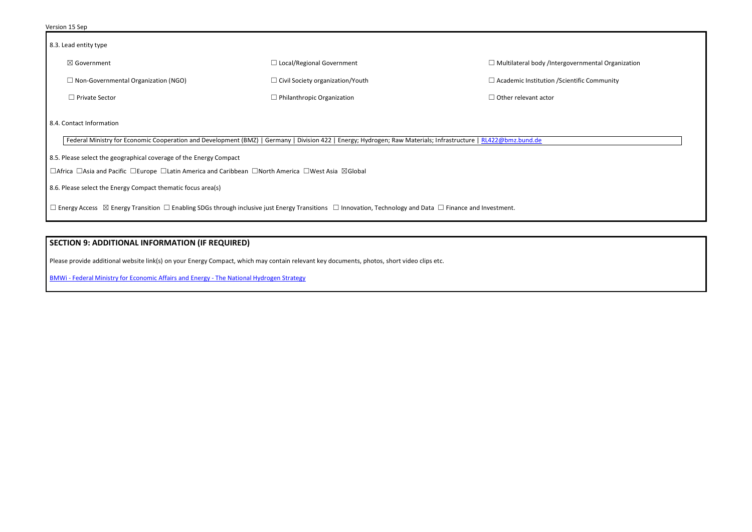8.3. Lead entity type

☒ Government ☐ Local/Regional Government ☐ Multilateral body /Intergovernmental Organization

☐ Non-Governmental Organization (NGO) ☐ Civil Society organization/Youth ☐ Academic Institution /Scientific Community

☐ Private Sector ☐ Philanthropic Organization ☐ Other relevant actor

8.4. Contact Information

Federal Ministry for Economic Cooperation and Development (BMZ) | Germany | Division 422 | Energy; Hydrogen; Raw Materials; Infrastructure | RL422@bmz.bund.de

8.5. Please select the geographical coverage of the Energy Compact

☐Africa ☐Asia and Pacific ☐Europe ☐Latin America and Caribbean ☐North America ☐West Asia ☒Global

8.6. Please select the Energy Compact thematic focus area(s)

☐ Energy Access ☒ Energy Transition ☐ Enabling SDGs through inclusive just Energy Transitions ☐ Innovation, Technology and Data ☐ Finance and Investment.

## SECTION 9: ADDITIONAL INFORMATION (IF REQUIRED)

Please provide additional website link(s) on your Energy Compact, which may contain relevant key documents, photos, short video clips etc.

BMWi - Federal Ministry for Economic Affairs and Energy - The National Hydrogen Strategy